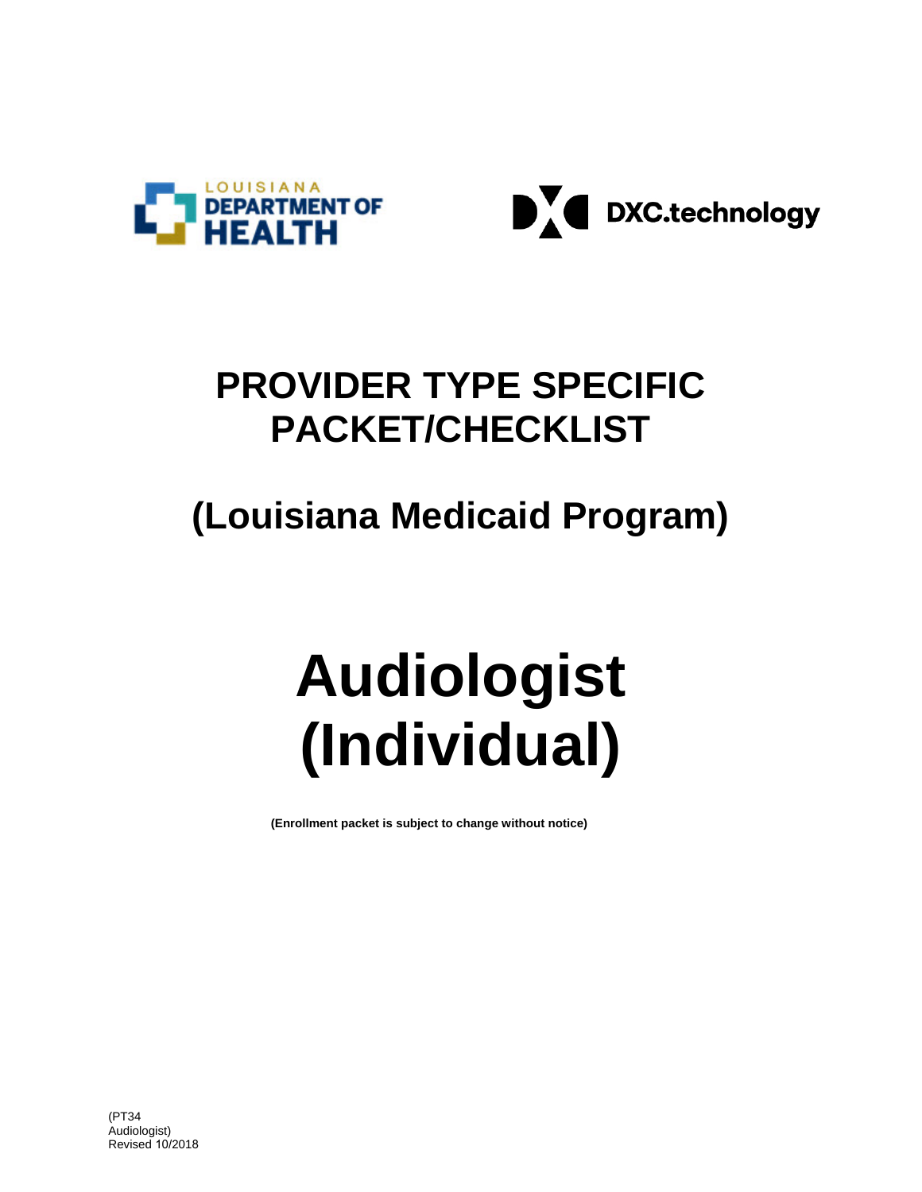LOUISIANA DEPARTMENT OF HEALTH

DXC.technology

# PROVIDER TYPE SPECIFIC PACKET/CHECKLIST

## (Louisiana Medicaid Program)

# Audiologist (Individual)

**(Enrollment packet is subject to change without notice)**

(PT34 Audiologist)
Revised 10/2018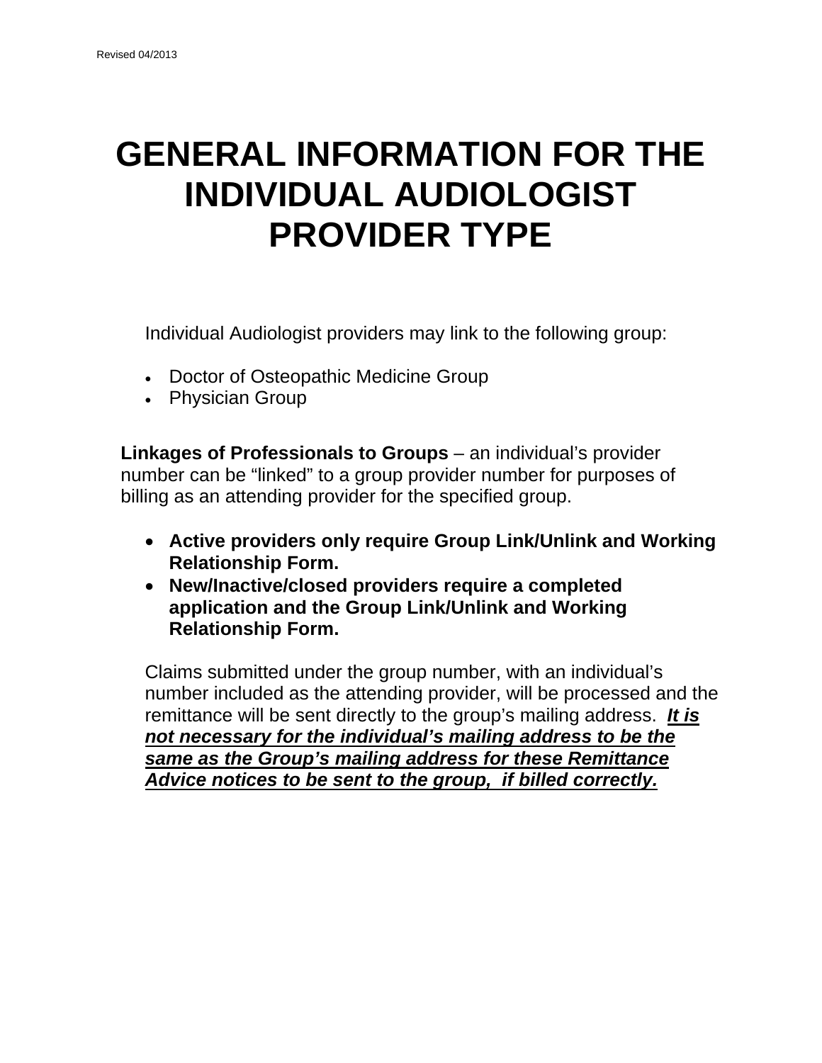Revised 04/2013

# GENERAL INFORMATION FOR THE INDIVIDUAL AUDIOLOGIST PROVIDER TYPE

Individual Audiologist providers may link to the following group:

- Doctor of Osteopathic Medicine Group
- Physician Group

**Linkages of Professionals to Groups** – an individual's provider number can be "linked" to a group provider number for purposes of billing as an attending provider for the specified group.

- **Active providers only require Group Link/Unlink and Working Relationship Form.**
- **New/Inactive/closed providers require a completed application and the Group Link/Unlink and Working Relationship Form.**

Claims submitted under the group number, with an individual's number included as the attending provider, will be processed and the remittance will be sent directly to the group's mailing address. ***<u>It is not necessary for the individual's mailing address to be the same as the Group's mailing address for these Remittance Advice notices to be sent to the group, if billed correctly.</u>***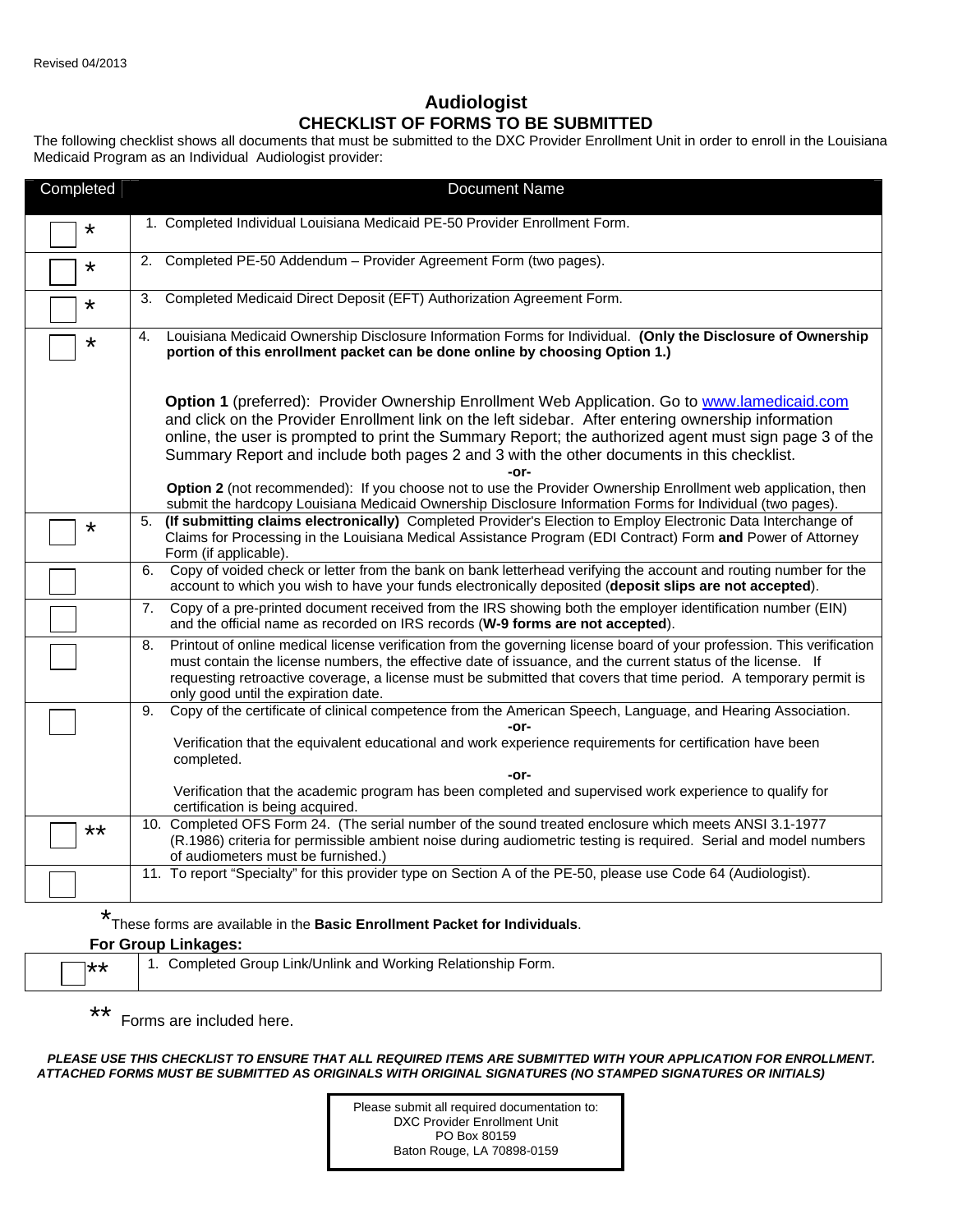Revised 04/2013

# Audiologist
## CHECKLIST OF FORMS TO BE SUBMITTED

The following checklist shows all documents that must be submitted to the DXC Provider Enrollment Unit in order to enroll in the Louisiana Medicaid Program as an Individual Audiologist provider:

| Completed | Document Name |
|---|---|
| ☐ * | 1. Completed Individual Louisiana Medicaid PE-50 Provider Enrollment Form. |
| ☐ * | 2. Completed PE-50 Addendum – Provider Agreement Form (two pages). |
| ☐ * | 3. Completed Medicaid Direct Deposit (EFT) Authorization Agreement Form. |
| ☐ * | 4. Louisiana Medicaid Ownership Disclosure Information Forms for Individual. **(Only the Disclosure of Ownership portion of this enrollment packet can be done online by choosing Option 1.)**<br><br>**Option 1** (preferred): Provider Ownership Enrollment Web Application. Go to www.lamedicaid.com and click on the Provider Enrollment link on the left sidebar. After entering ownership information online, the user is prompted to print the Summary Report; the authorized agent must sign page 3 of the Summary Report and include both pages 2 and 3 with the other documents in this checklist.<br>**-or-**<br>**Option 2** (not recommended): If you choose not to use the Provider Ownership Enrollment web application, then submit the hardcopy Louisiana Medicaid Ownership Disclosure Information Forms for Individual (two pages). |
| ☐ * | 5. **(If submitting claims electronically)** Completed Provider's Election to Employ Electronic Data Interchange of Claims for Processing in the Louisiana Medical Assistance Program (EDI Contract) Form **and** Power of Attorney Form (if applicable). |
| ☐ | 6. Copy of voided check or letter from the bank on bank letterhead verifying the account and routing number for the account to which you wish to have your funds electronically deposited (**deposit slips are not accepted**). |
| ☐ | 7. Copy of a pre-printed document received from the IRS showing both the employer identification number (EIN) and the official name as recorded on IRS records (**W-9 forms are not accepted**). |
| ☐ | 8. Printout of online medical license verification from the governing license board of your profession. This verification must contain the license numbers, the effective date of issuance, and the current status of the license. If requesting retroactive coverage, a license must be submitted that covers that time period. A temporary permit is only good until the expiration date. |
| ☐ | 9. Copy of the certificate of clinical competence from the American Speech, Language, and Hearing Association.<br>**-or-**<br>Verification that the equivalent educational and work experience requirements for certification have been completed.<br>**-or-**<br>Verification that the academic program has been completed and supervised work experience to qualify for certification is being acquired. |
| ☐ ** | 10. Completed OFS Form 24. (The serial number of the sound treated enclosure which meets ANSI 3.1-1977 (R.1986) criteria for permissible ambient noise during audiometric testing is required. Serial and model numbers of audiometers must be furnished.) |
| ☐ | 11. To report "Specialty" for this provider type on Section A of the PE-50, please use Code 64 (Audiologist). |

*These forms are available in the **Basic Enrollment Packet for Individuals**.

**For Group Linkages:**

| | |
|---|---|
| ☐ ** | 1. Completed Group Link/Unlink and Working Relationship Form. |

** Forms are included here.

***PLEASE USE THIS CHECKLIST TO ENSURE THAT ALL REQUIRED ITEMS ARE SUBMITTED WITH YOUR APPLICATION FOR ENROLLMENT. ATTACHED FORMS MUST BE SUBMITTED AS ORIGINALS WITH ORIGINAL SIGNATURES (NO STAMPED SIGNATURES OR INITIALS)***

Please submit all required documentation to:
DXC Provider Enrollment Unit
PO Box 80159
Baton Rouge, LA 70898-0159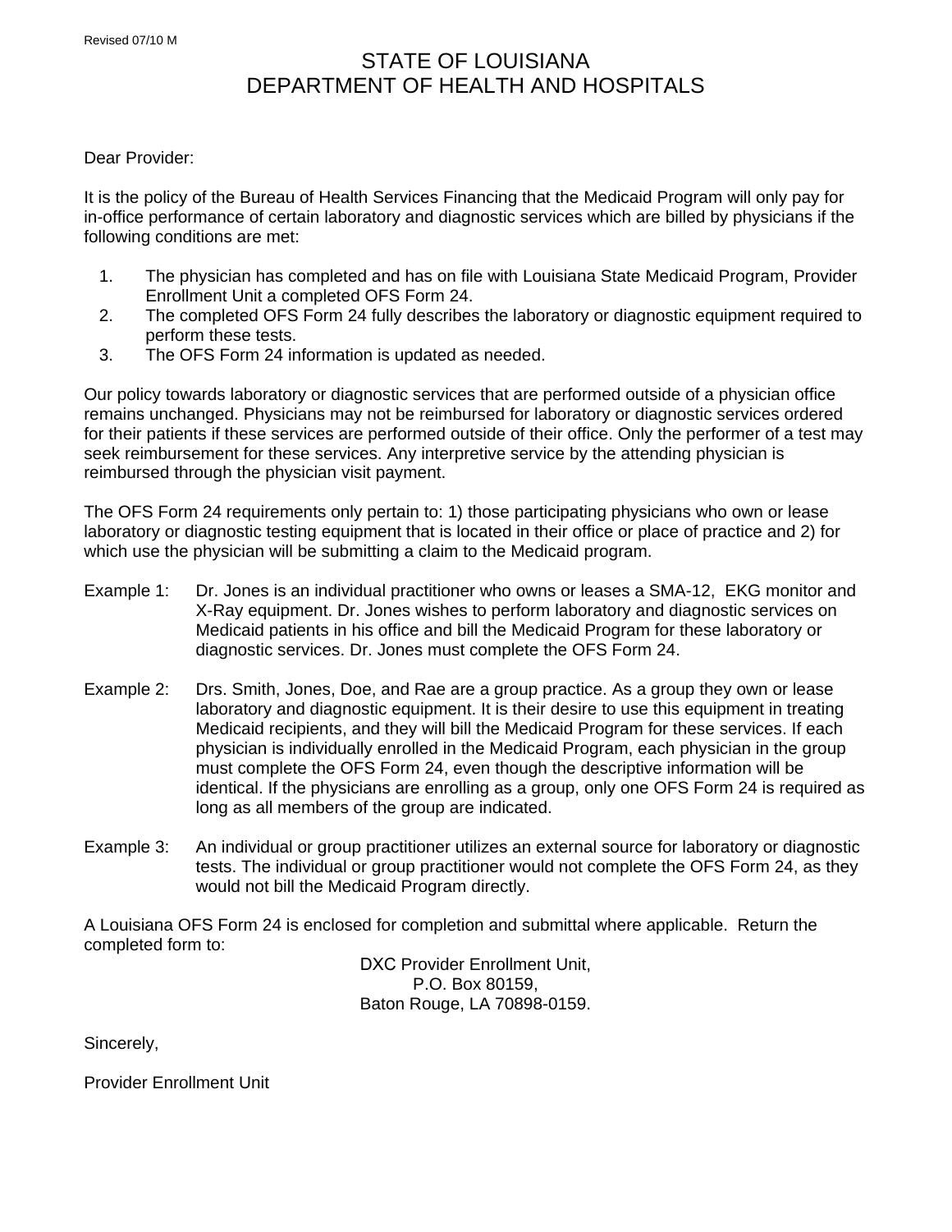Revised 07/10 M

# STATE OF LOUISIANA
# DEPARTMENT OF HEALTH AND HOSPITALS

Dear Provider:

It is the policy of the Bureau of Health Services Financing that the Medicaid Program will only pay for in-office performance of certain laboratory and diagnostic services which are billed by physicians if the following conditions are met:

1. The physician has completed and has on file with Louisiana State Medicaid Program, Provider Enrollment Unit a completed OFS Form 24.
2. The completed OFS Form 24 fully describes the laboratory or diagnostic equipment required to perform these tests.
3. The OFS Form 24 information is updated as needed.

Our policy towards laboratory or diagnostic services that are performed outside of a physician office remains unchanged. Physicians may not be reimbursed for laboratory or diagnostic services ordered for their patients if these services are performed outside of their office. Only the performer of a test may seek reimbursement for these services. Any interpretive service by the attending physician is reimbursed through the physician visit payment.

The OFS Form 24 requirements only pertain to: 1) those participating physicians who own or lease laboratory or diagnostic testing equipment that is located in their office or place of practice and 2) for which use the physician will be submitting a claim to the Medicaid program.

Example 1: Dr. Jones is an individual practitioner who owns or leases a SMA-12, EKG monitor and X-Ray equipment. Dr. Jones wishes to perform laboratory and diagnostic services on Medicaid patients in his office and bill the Medicaid Program for these laboratory or diagnostic services. Dr. Jones must complete the OFS Form 24.

Example 2: Drs. Smith, Jones, Doe, and Rae are a group practice. As a group they own or lease laboratory and diagnostic equipment. It is their desire to use this equipment in treating Medicaid recipients, and they will bill the Medicaid Program for these services. If each physician is individually enrolled in the Medicaid Program, each physician in the group must complete the OFS Form 24, even though the descriptive information will be identical. If the physicians are enrolling as a group, only one OFS Form 24 is required as long as all members of the group are indicated.

Example 3: An individual or group practitioner utilizes an external source for laboratory or diagnostic tests. The individual or group practitioner would not complete the OFS Form 24, as they would not bill the Medicaid Program directly.

A Louisiana OFS Form 24 is enclosed for completion and submittal where applicable. Return the completed form to:

DXC Provider Enrollment Unit,
P.O. Box 80159,
Baton Rouge, LA 70898-0159.

Sincerely,

Provider Enrollment Unit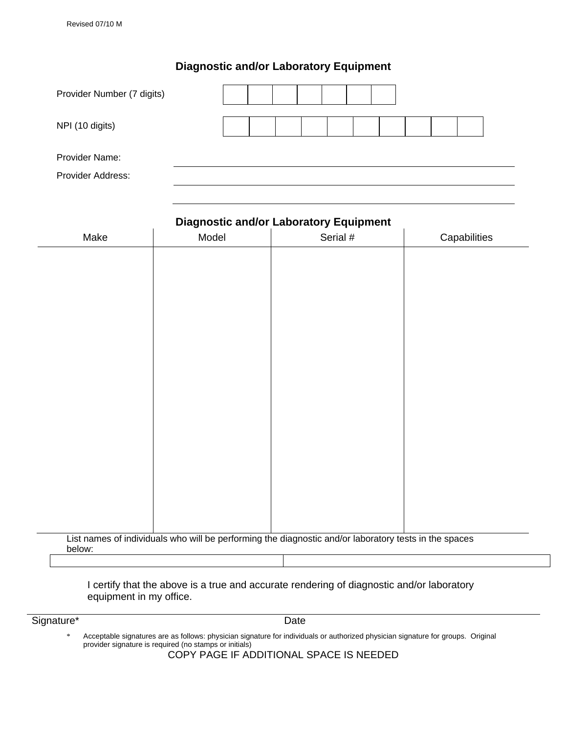Revised 07/10 M

## Diagnostic and/or Laboratory Equipment

Provider Number (7 digits) | | | | | | | |

NPI (10 digits) | | | | | | | | | | |

Provider Name: ______________________________

Provider Address: ______________________________

______________________________

## Diagnostic and/or Laboratory Equipment

| Make | Model | Serial # | Capabilities |
|---|---|---|---|
| | | | |

List names of individuals who will be performing the diagnostic and/or laboratory tests in the spaces below:

| | |
|---|---|
| | |

I certify that the above is a true and accurate rendering of diagnostic and/or laboratory equipment in my office.

Signature* ______________________________ Date ______________

\* Acceptable signatures are as follows: physician signature for individuals or authorized physician signature for groups. Original provider signature is required (no stamps or initials)

COPY PAGE IF ADDITIONAL SPACE IS NEEDED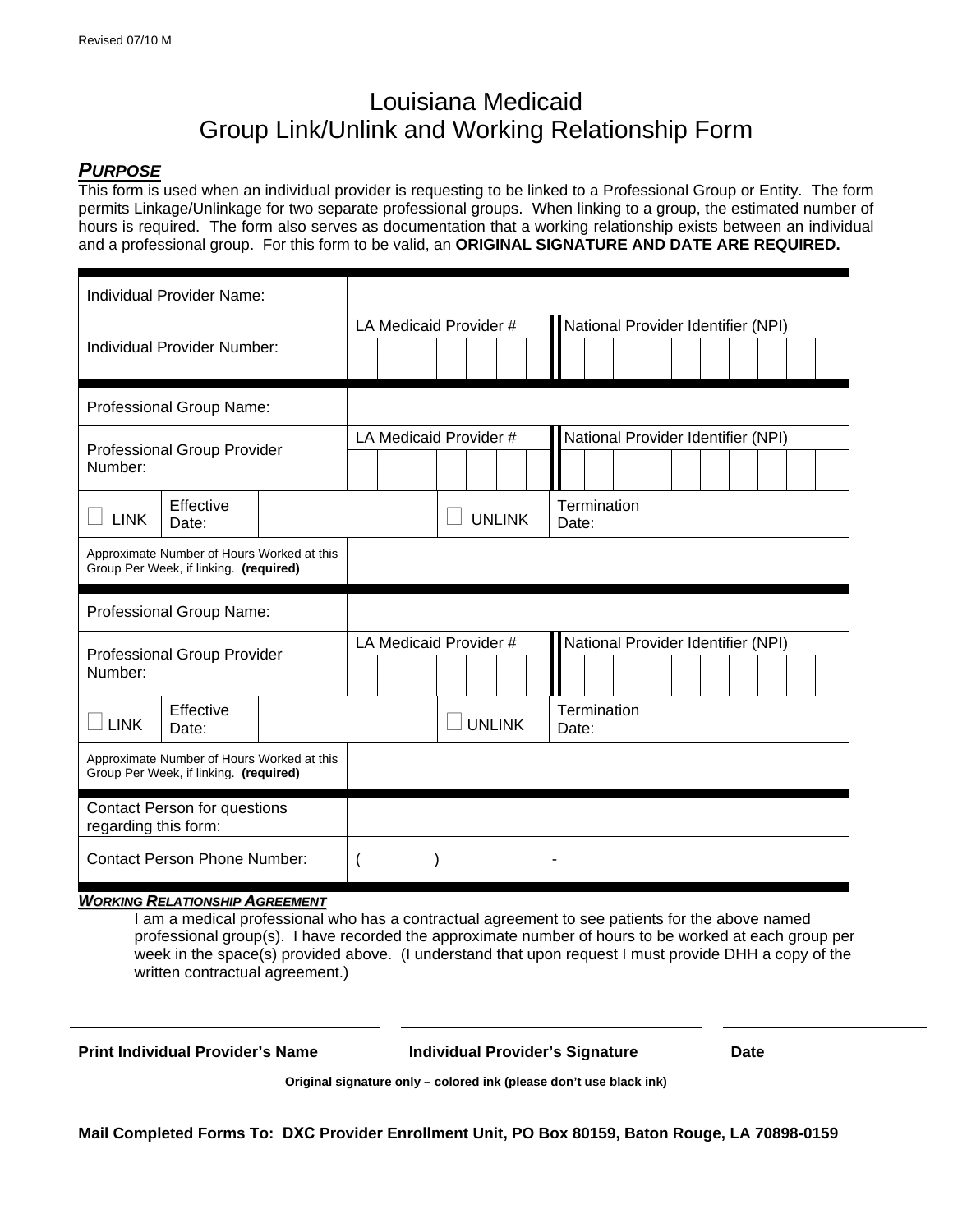Revised 07/10 M

# Louisiana Medicaid
# Group Link/Unlink and Working Relationship Form

***PURPOSE***

This form is used when an individual provider is requesting to be linked to a Professional Group or Entity. The form permits Linkage/Unlinkage for two separate professional groups. When linking to a group, the estimated number of hours is required. The form also serves as documentation that a working relationship exists between an individual and a professional group. For this form to be valid, an **ORIGINAL SIGNATURE AND DATE ARE REQUIRED.**

| | | | | |
|---|---|---|---|---|
| Individual Provider Name: | | | | |
| Individual Provider Number: | LA Medicaid Provider # | | National Provider Identifier (NPI) | |
| Professional Group Name: | | | | |
| Professional Group Provider Number: | LA Medicaid Provider # | | National Provider Identifier (NPI) | |
| ☐ LINK | Effective Date: | ☐ UNLINK | Termination Date: | |
| Approximate Number of Hours Worked at this Group Per Week, if linking. **(required)** | | | | |
| Professional Group Name: | | | | |
| Professional Group Provider Number: | LA Medicaid Provider # | | National Provider Identifier (NPI) | |
| ☐ LINK | Effective Date: | ☐ UNLINK | Termination Date: | |
| Approximate Number of Hours Worked at this Group Per Week, if linking. **(required)** | | | | |
| Contact Person for questions regarding this form: | | | | |
| Contact Person Phone Number: | ( ) - | | | |

***WORKING RELATIONSHIP AGREEMENT***

I am a medical professional who has a contractual agreement to see patients for the above named professional group(s). I have recorded the approximate number of hours to be worked at each group per week in the space(s) provided above. (I understand that upon request I must provide DHH a copy of the written contractual agreement.)

| **Print Individual Provider's Name** | **Individual Provider's Signature** | **Date** |
|---|---|---|
| | | |

**Original signature only – colored ink (please don't use black ink)**

**Mail Completed Forms To: DXC Provider Enrollment Unit, PO Box 80159, Baton Rouge, LA 70898-0159**